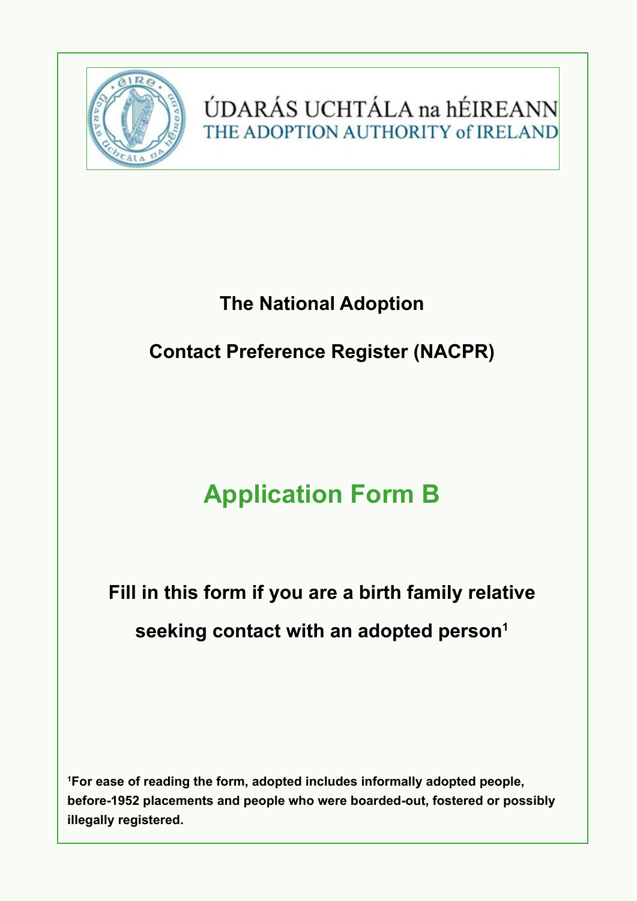ÚDARÁS UCHTÁLA na hÉIREANN
THE ADOPTION AUTHORITY of IRELAND

# The National Adoption Contact Preference Register (NACPR)

# Application Form B

## Fill in this form if you are a birth family relative seeking contact with an adopted person[1]

[1]For ease of reading the form, adopted includes informally adopted people, before-1952 placements and people who were boarded-out, fostered or possibly illegally registered.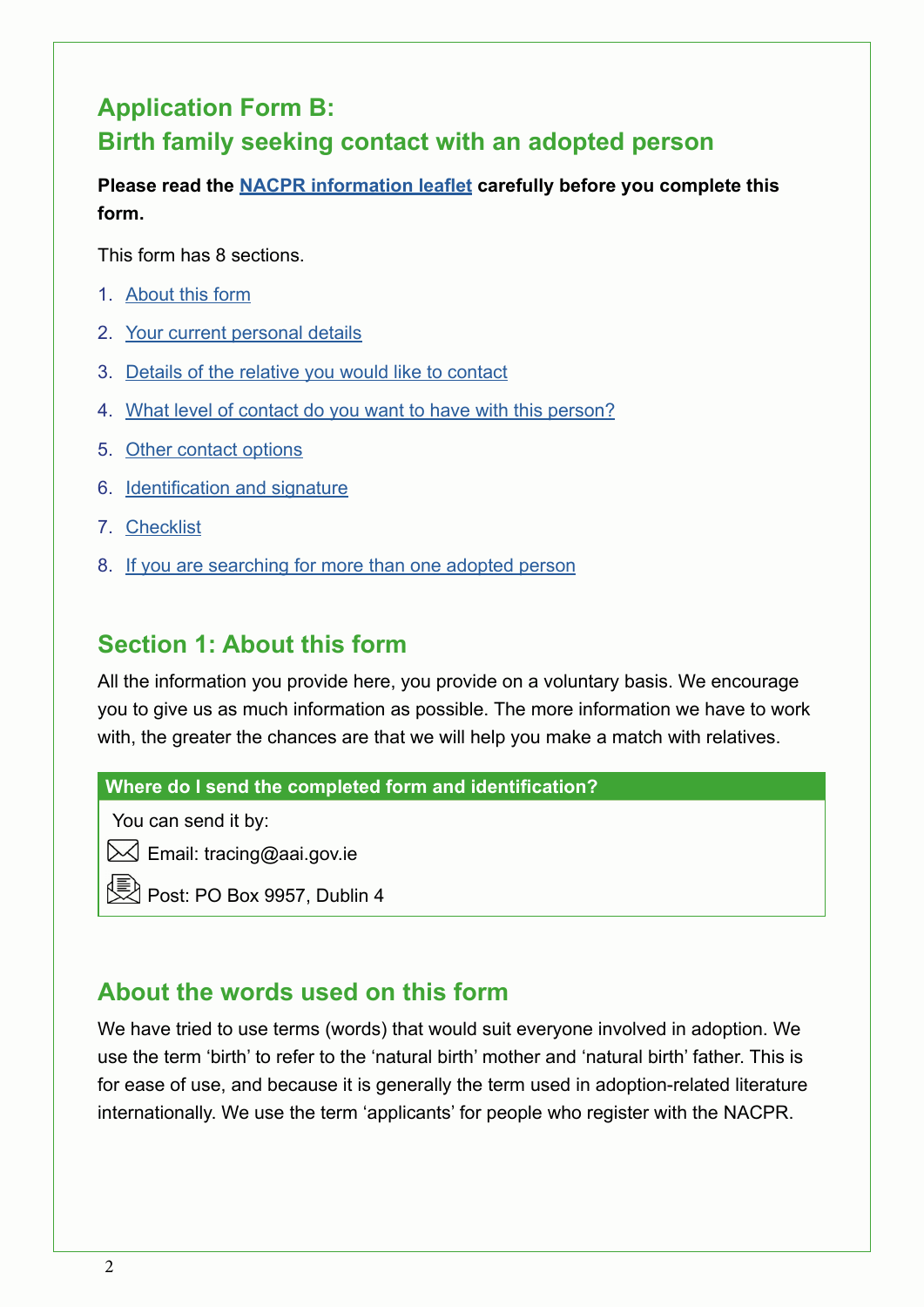## Application Form B:
## Birth family seeking contact with an adopted person

**Please read the NACPR information leaflet carefully before you complete this form.**

This form has 8 sections.

1. About this form
2. Your current personal details
3. Details of the relative you would like to contact
4. What level of contact do you want to have with this person?
5. Other contact options
6. Identification and signature
7. Checklist
8. If you are searching for more than one adopted person

## Section 1: About this form

All the information you provide here, you provide on a voluntary basis. We encourage you to give us as much information as possible. The more information we have to work with, the greater the chances are that we will help you make a match with relatives.

| Where do I send the completed form and identification? |
|---|
| You can send it by: |
| Email: tracing@aai.gov.ie |
| Post: PO Box 9957, Dublin 4 |

## About the words used on this form

We have tried to use terms (words) that would suit everyone involved in adoption. We use the term 'birth' to refer to the 'natural birth' mother and 'natural birth' father. This is for ease of use, and because it is generally the term used in adoption-related literature internationally. We use the term 'applicants' for people who register with the NACPR.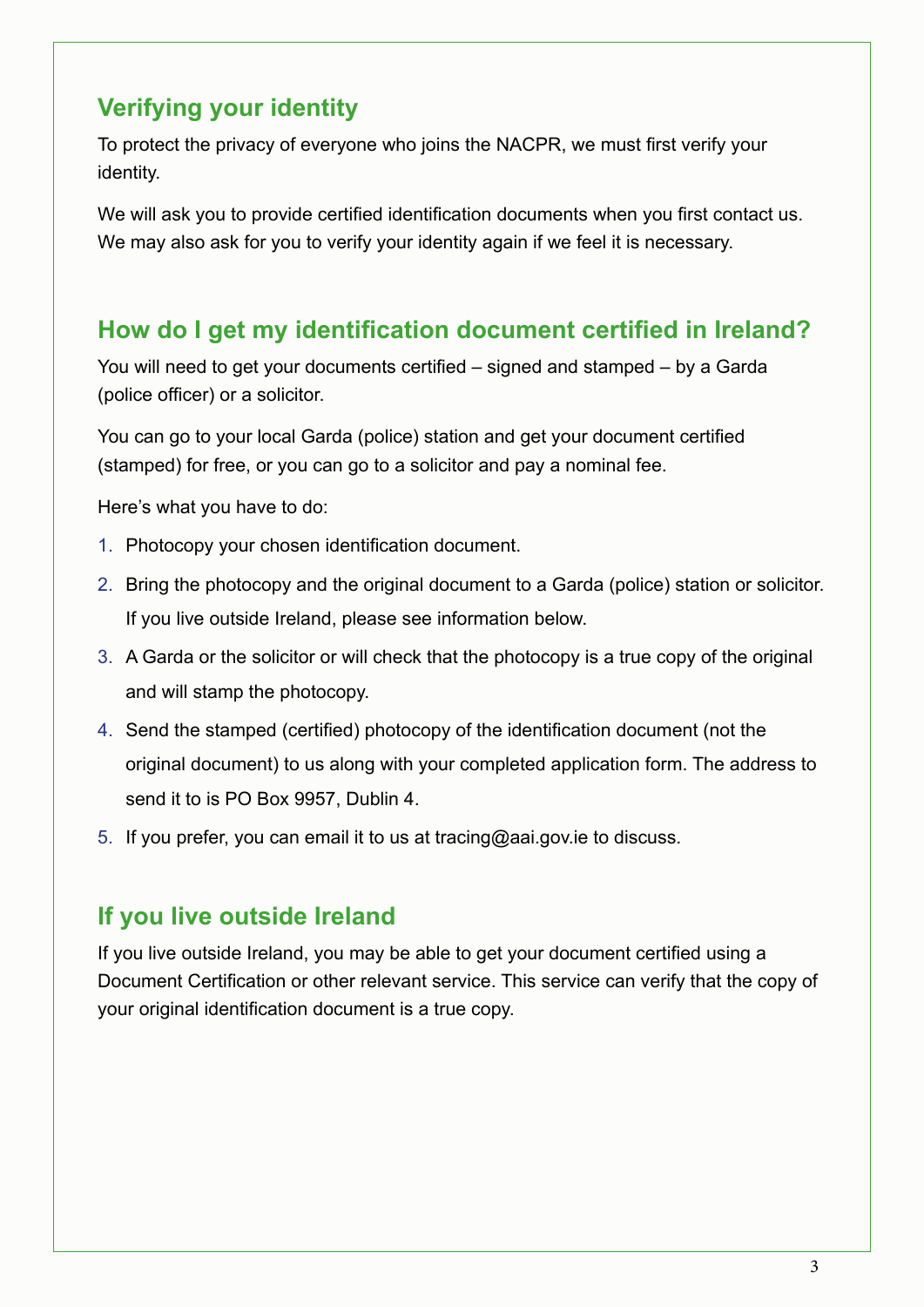## Verifying your identity

To protect the privacy of everyone who joins the NACPR, we must first verify your identity.

We will ask you to provide certified identification documents when you first contact us. We may also ask for you to verify your identity again if we feel it is necessary.

## How do I get my identification document certified in Ireland?

You will need to get your documents certified – signed and stamped – by a Garda (police officer) or a solicitor.

You can go to your local Garda (police) station and get your document certified (stamped) for free, or you can go to a solicitor and pay a nominal fee.

Here's what you have to do:

1. Photocopy your chosen identification document.
2. Bring the photocopy and the original document to a Garda (police) station or solicitor. If you live outside Ireland, please see information below.
3. A Garda or the solicitor or will check that the photocopy is a true copy of the original and will stamp the photocopy.
4. Send the stamped (certified) photocopy of the identification document (not the original document) to us along with your completed application form. The address to send it to is PO Box 9957, Dublin 4.
5. If you prefer, you can email it to us at tracing@aai.gov.ie to discuss.

## If you live outside Ireland

If you live outside Ireland, you may be able to get your document certified using a Document Certification or other relevant service. This service can verify that the copy of your original identification document is a true copy.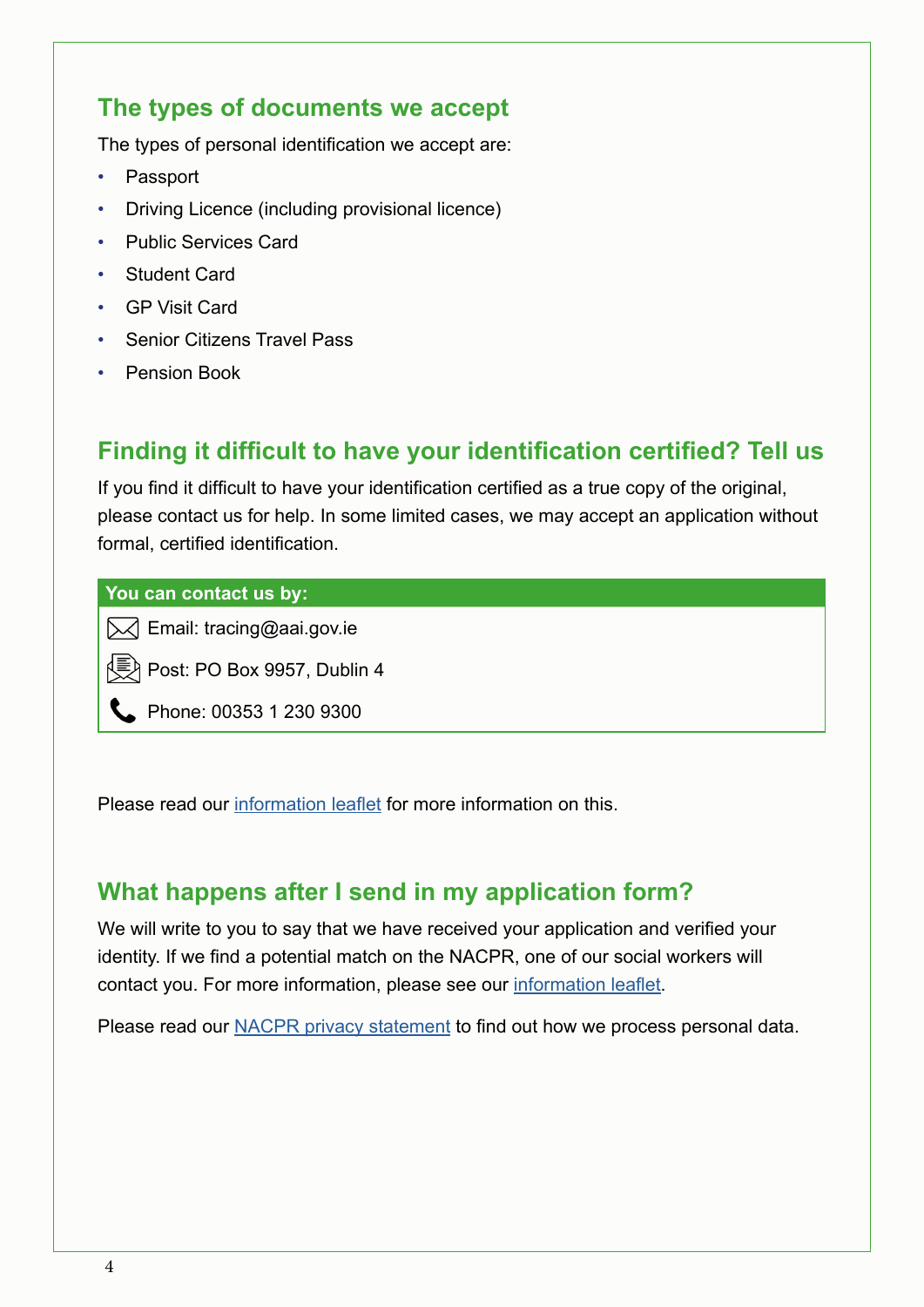## The types of documents we accept

The types of personal identification we accept are:

- Passport
- Driving Licence (including provisional licence)
- Public Services Card
- Student Card
- GP Visit Card
- Senior Citizens Travel Pass
- Pension Book

## Finding it difficult to have your identification certified? Tell us

If you find it difficult to have your identification certified as a true copy of the original, please contact us for help. In some limited cases, we may accept an application without formal, certified identification.

**You can contact us by:**

- Email: tracing@aai.gov.ie
- Post: PO Box 9957, Dublin 4
- Phone: 00353 1 230 9300

Please read our information leaflet for more information on this.

## What happens after I send in my application form?

We will write to you to say that we have received your application and verified your identity. If we find a potential match on the NACPR, one of our social workers will contact you. For more information, please see our information leaflet.

Please read our NACPR privacy statement to find out how we process personal data.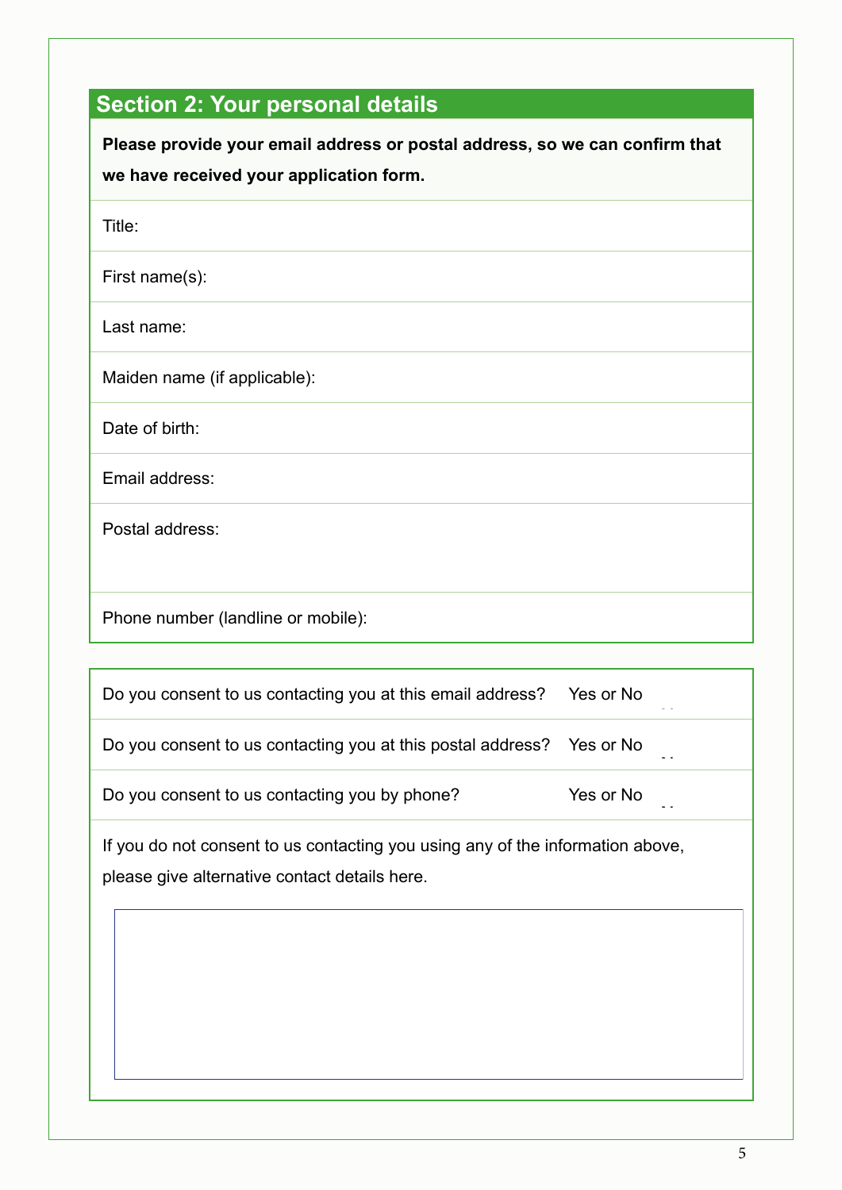## Section 2: Your personal details

**Please provide your email address or postal address, so we can confirm that we have received your application form.**

Title:

First name(s):

Last name:

Maiden name (if applicable):

Date of birth:

Email address:

Postal address:

Phone number (landline or mobile):

| | |
|---|---|
| Do you consent to us contacting you at this email address? | Yes or No |
| Do you consent to us contacting you at this postal address? | Yes or No |
| Do you consent to us contacting you by phone? | Yes or No |

If you do not consent to us contacting you using any of the information above, please give alternative contact details here.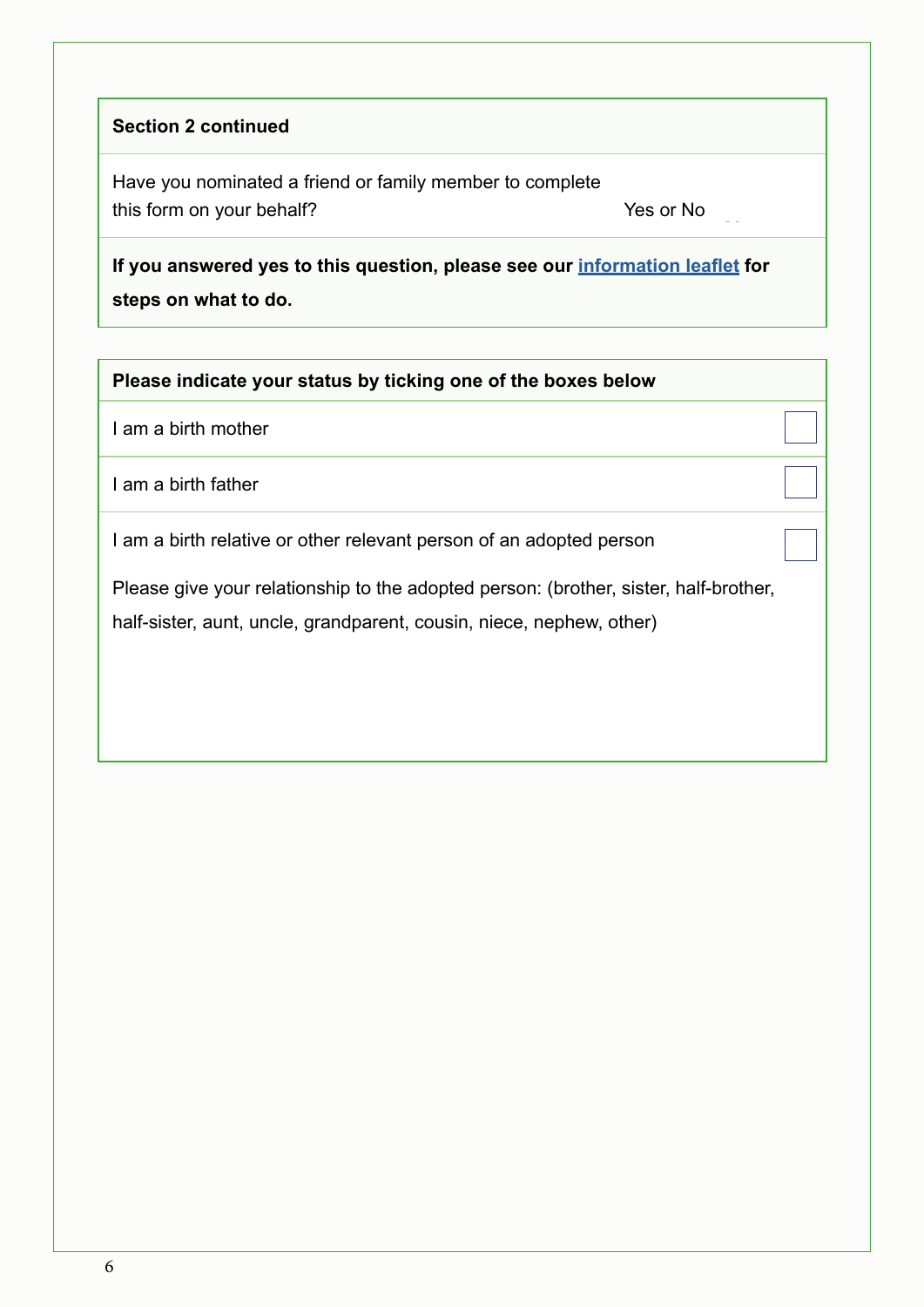**Section 2 continued**

Have you nominated a friend or family member to complete this form on your behalf? Yes or No

**If you answered yes to this question, please see our information leaflet for steps on what to do.**

**Please indicate your status by ticking one of the boxes below**

I am a birth mother ☐

I am a birth father ☐

I am a birth relative or other relevant person of an adopted person ☐

Please give your relationship to the adopted person: (brother, sister, half-brother, half-sister, aunt, uncle, grandparent, cousin, niece, nephew, other)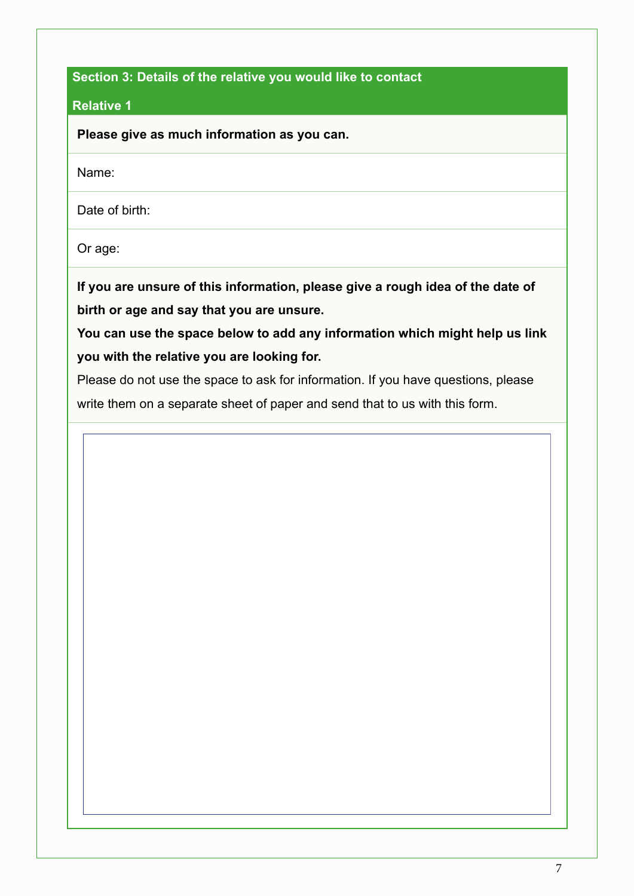## Section 3: Details of the relative you would like to contact

### Relative 1

**Please give as much information as you can.**

Name:

Date of birth:

Or age:

**If you are unsure of this information, please give a rough idea of the date of birth or age and say that you are unsure.**

**You can use the space below to add any information which might help us link you with the relative you are looking for.**

Please do not use the space to ask for information. If you have questions, please write them on a separate sheet of paper and send that to us with this form.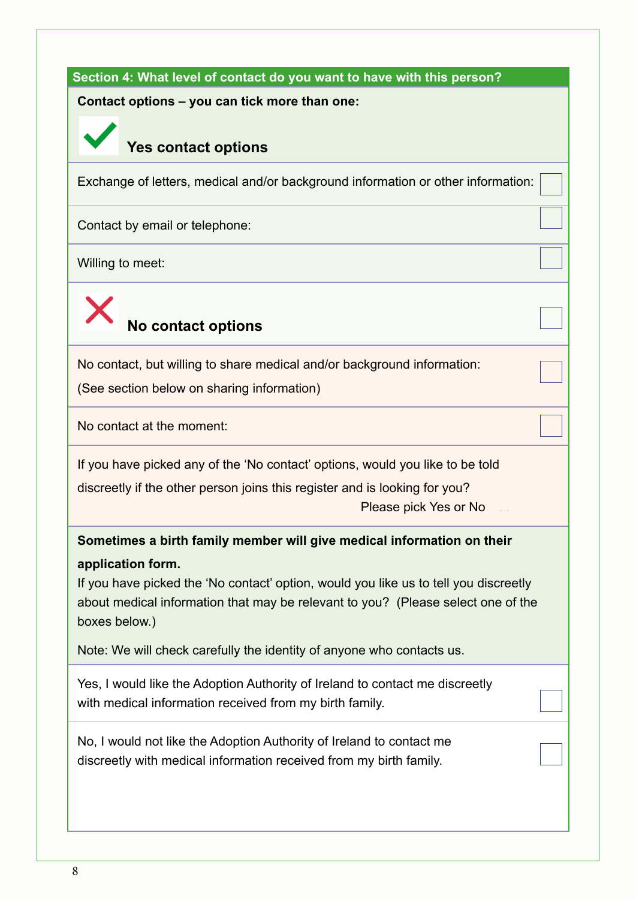## Section 4: What level of contact do you want to have with this person?

**Contact options – you can tick more than one:**

### ✓ Yes contact options

| | |
|---|---|
| Exchange of letters, medical and/or background information or other information: | ☐ |
| Contact by email or telephone: | ☐ |
| Willing to meet: | ☐ |

### ✗ No contact options ☐

| | |
|---|---|
| No contact, but willing to share medical and/or background information: (See section below on sharing information) | ☐ |
| No contact at the moment: | ☐ |

If you have picked any of the 'No contact' options, would you like to be told discreetly if the other person joins this register and is looking for you?

Please pick Yes or No

**Sometimes a birth family member will give medical information on their application form.**

If you have picked the 'No contact' option, would you like us to tell you discreetly about medical information that may be relevant to you? (Please select one of the boxes below.)

Note: We will check carefully the identity of anyone who contacts us.

| | |
|---|---|
| Yes, I would like the Adoption Authority of Ireland to contact me discreetly with medical information received from my birth family. | ☐ |
| No, I would not like the Adoption Authority of Ireland to contact me discreetly with medical information received from my birth family. | ☐ |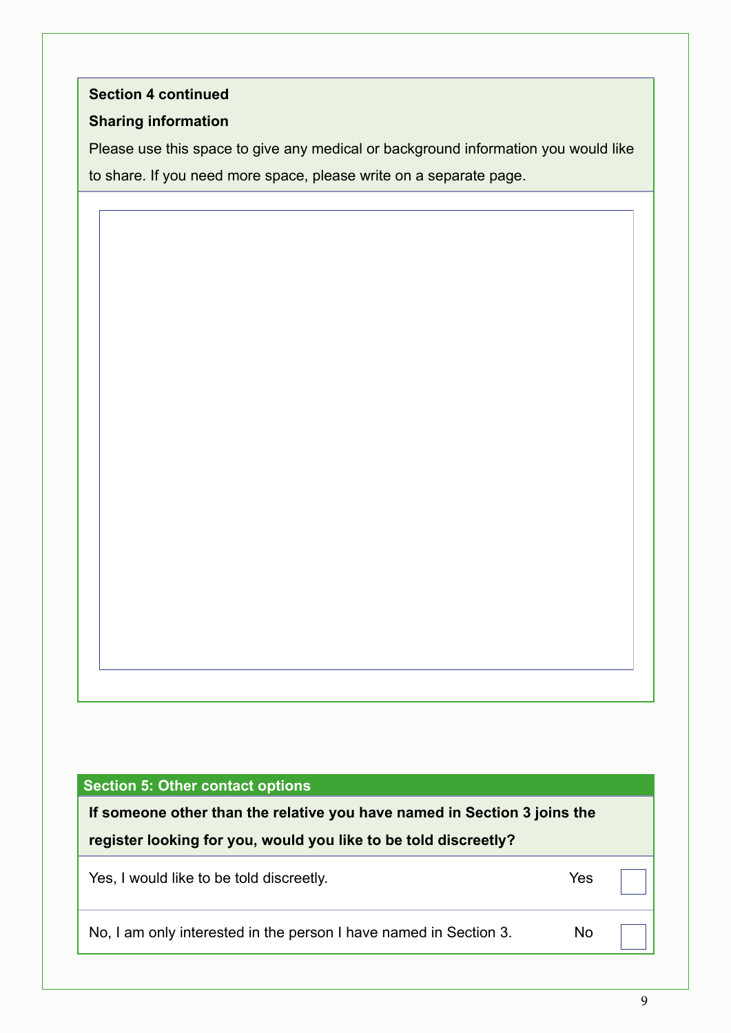**Section 4 continued**

**Sharing information**

Please use this space to give any medical or background information you would like to share. If you need more space, please write on a separate page.

## Section 5: Other contact options

**If someone other than the relative you have named in Section 3 joins the register looking for you, would you like to be told discreetly?**

| | | |
|---|---|---|
| Yes, I would like to be told discreetly. | Yes | ☐ |
| No, I am only interested in the person I have named in Section 3. | No | ☐ |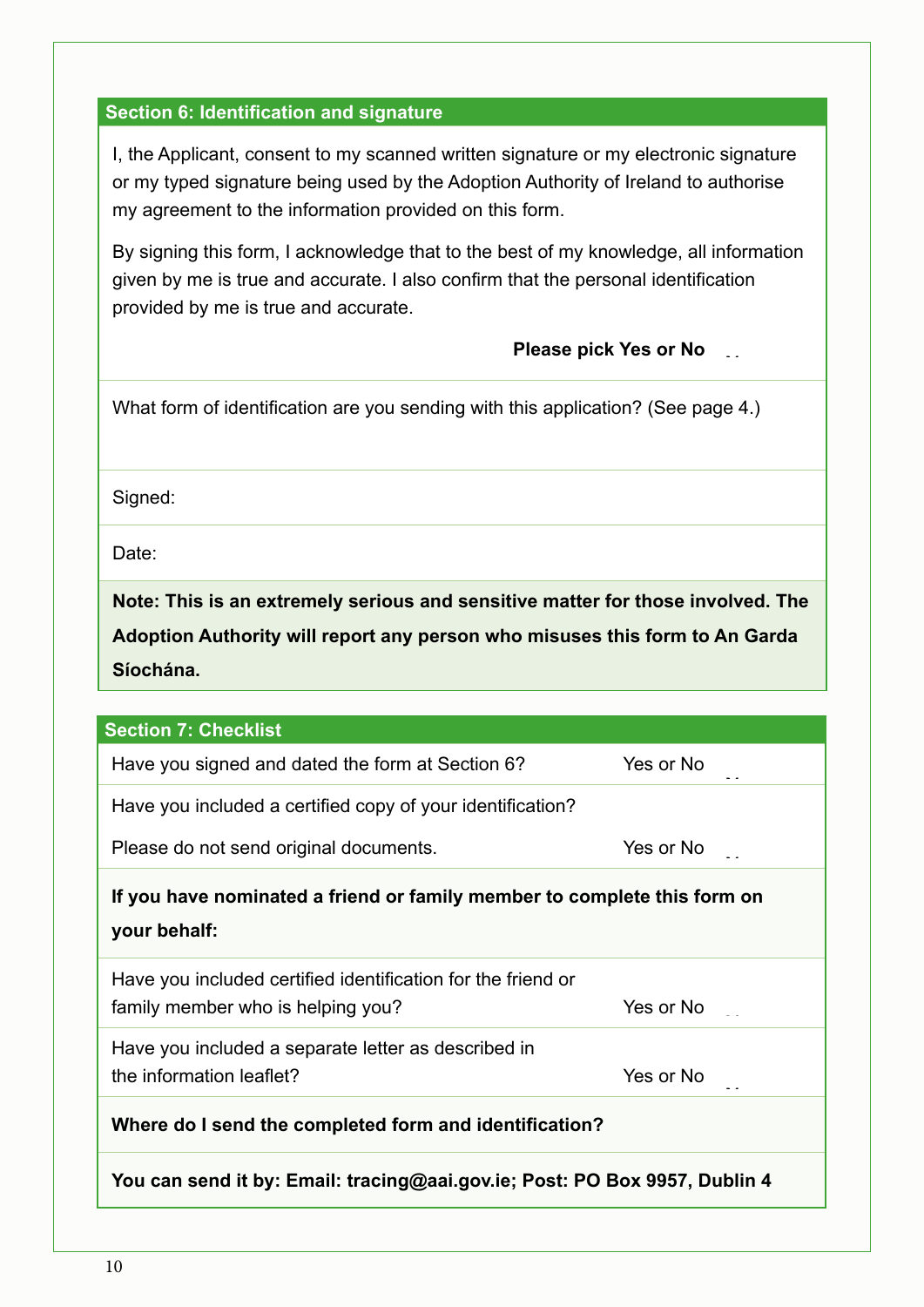## Section 6: Identification and signature

I, the Applicant, consent to my scanned written signature or my electronic signature or my typed signature being used by the Adoption Authority of Ireland to authorise my agreement to the information provided on this form.

By signing this form, I acknowledge that to the best of my knowledge, all information given by me is true and accurate. I also confirm that the personal identification provided by me is true and accurate.

**Please pick Yes or No**

What form of identification are you sending with this application? (See page 4.)

Signed:

Date:

**Note: This is an extremely serious and sensitive matter for those involved. The Adoption Authority will report any person who misuses this form to An Garda Síochána.**

## Section 7: Checklist

| | |
|---|---|
| Have you signed and dated the form at Section 6? | Yes or No |
| Have you included a certified copy of your identification?<br>Please do not send original documents. | Yes or No |

**If you have nominated a friend or family member to complete this form on your behalf:**

| | |
|---|---|
| Have you included certified identification for the friend or family member who is helping you? | Yes or No |
| Have you included a separate letter as described in the information leaflet? | Yes or No |

**Where do I send the completed form and identification?**

**You can send it by: Email: tracing@aai.gov.ie; Post: PO Box 9957, Dublin 4**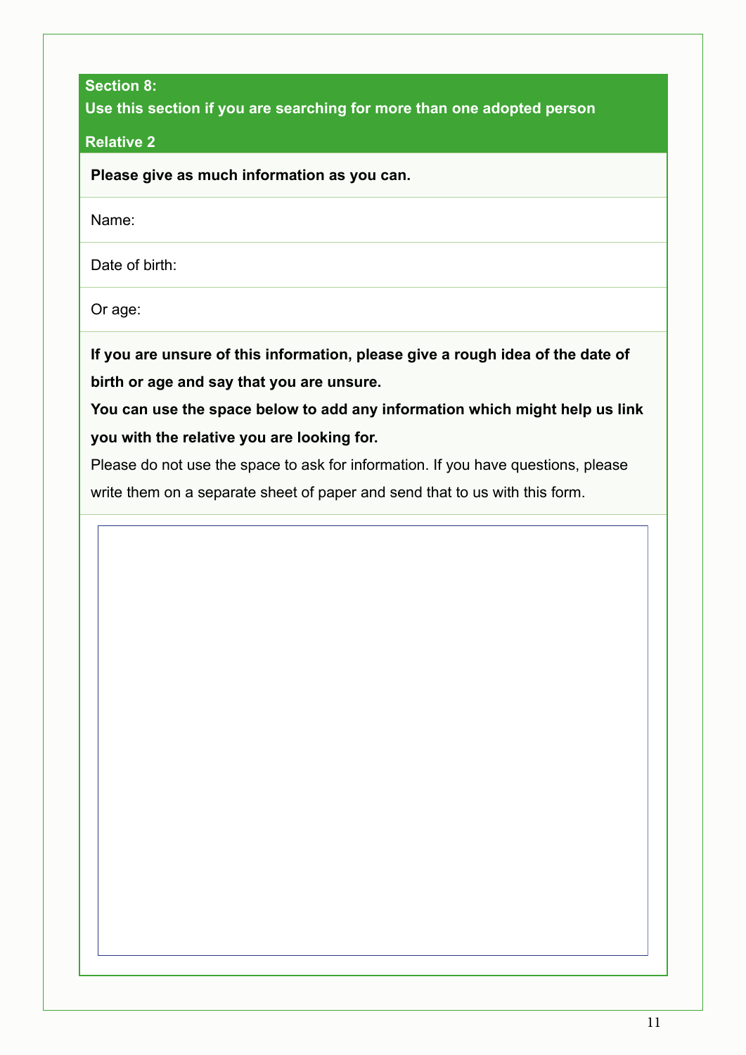## Section 8:
## Use this section if you are searching for more than one adopted person

### Relative 2

**Please give as much information as you can.**

Name:

Date of birth:

Or age:

**If you are unsure of this information, please give a rough idea of the date of birth or age and say that you are unsure.**

**You can use the space below to add any information which might help us link you with the relative you are looking for.**

Please do not use the space to ask for information. If you have questions, please write them on a separate sheet of paper and send that to us with this form.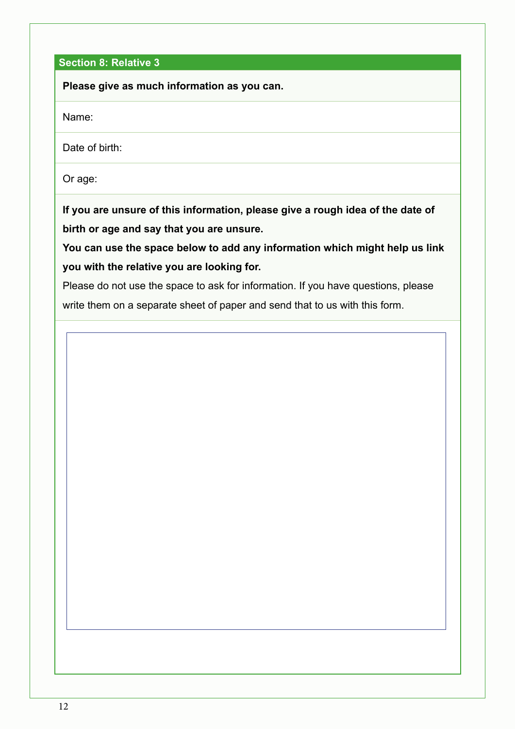## Section 8: Relative 3

**Please give as much information as you can.**

Name:

Date of birth:

Or age:

**If you are unsure of this information, please give a rough idea of the date of birth or age and say that you are unsure.**

**You can use the space below to add any information which might help us link you with the relative you are looking for.**

Please do not use the space to ask for information. If you have questions, please write them on a separate sheet of paper and send that to us with this form.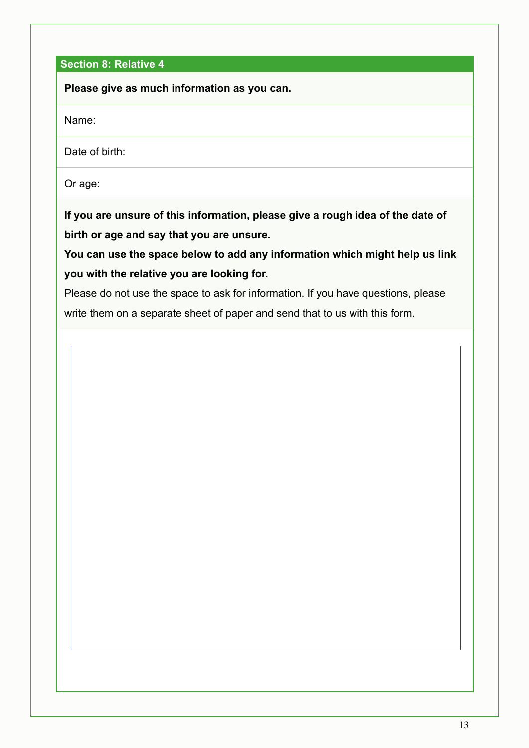## Section 8: Relative 4

**Please give as much information as you can.**

Name:

Date of birth:

Or age:

**If you are unsure of this information, please give a rough idea of the date of birth or age and say that you are unsure.**

**You can use the space below to add any information which might help us link you with the relative you are looking for.**

Please do not use the space to ask for information. If you have questions, please write them on a separate sheet of paper and send that to us with this form.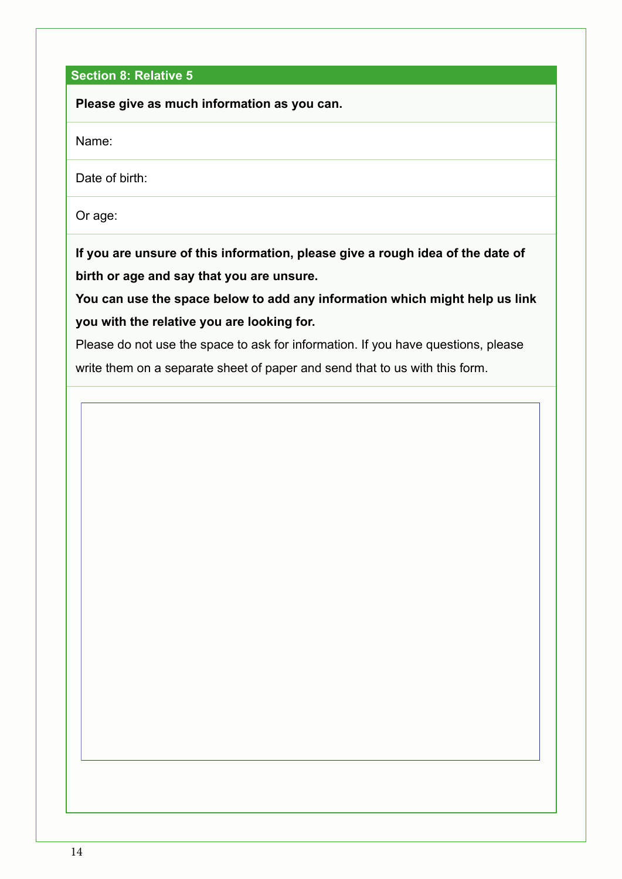## Section 8: Relative 5

**Please give as much information as you can.**

Name:

Date of birth:

Or age:

**If you are unsure of this information, please give a rough idea of the date of birth or age and say that you are unsure.**

**You can use the space below to add any information which might help us link you with the relative you are looking for.**

Please do not use the space to ask for information. If you have questions, please write them on a separate sheet of paper and send that to us with this form.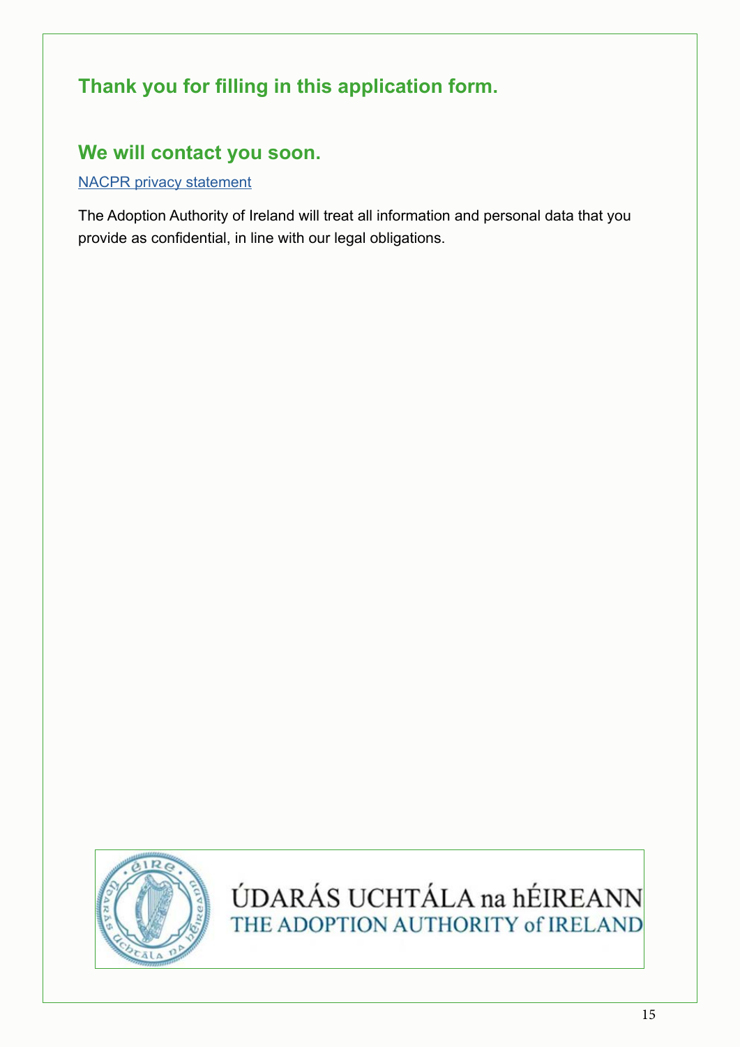## Thank you for filling in this application form.

## We will contact you soon.

NACPR privacy statement

The Adoption Authority of Ireland will treat all information and personal data that you provide as confidential, in line with our legal obligations.

ÚDARÁS UCHTÁLA na hÉIREANN
THE ADOPTION AUTHORITY of IRELAND